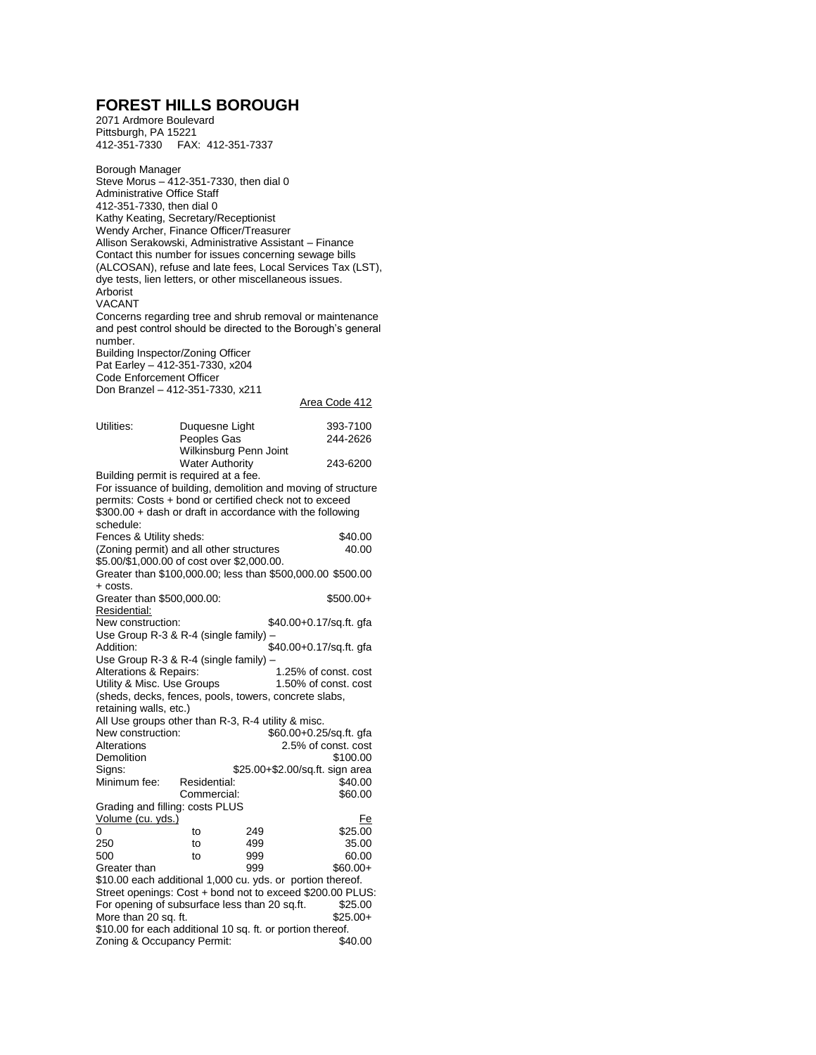# FOREST HILLS BOROUGH

2071 Ardmore Boulevard
Pittsburgh, PA 15221
412-351-7330 FAX: 412-351-7337

Borough Manager
Steve Morus – 412-351-7330, then dial 0
Administrative Office Staff
412-351-7330, then dial 0
Kathy Keating, Secretary/Receptionist
Wendy Archer, Finance Officer/Treasurer
Allison Serakowski, Administrative Assistant – Finance
Contact this number for issues concerning sewage bills (ALCOSAN), refuse and late fees, Local Services Tax (LST), dye tests, lien letters, or other miscellaneous issues.
Arborist
VACANT
Concerns regarding tree and shrub removal or maintenance and pest control should be directed to the Borough's general number.
Building Inspector/Zoning Officer
Pat Earley – 412-351-7330, x204
Code Enforcement Officer
Don Branzel – 412-351-7330, x211

| | | Area Code 412 |
|---|---|---|
| Utilities: | Duquesne Light | 393-7100 |
| | Peoples Gas | 244-2626 |
| | Wilkinsburg Penn Joint Water Authority | 243-6200 |

Building permit is required at a fee.
For issuance of building, demolition and moving of structure permits: Costs + bond or certified check not to exceed $300.00 + dash or draft in accordance with the following schedule:

| | |
|---|---|
| Fences & Utility sheds: | $40.00 |
| (Zoning permit) and all other structures | 40.00 |

$5.00/$1,000.00 of cost over $2,000.00.
Greater than $100,000.00; less than $500,000.00 $500.00 + costs.
Greater than $500,000.00: $500.00+

Residential:

| | |
|---|---|
| New construction: | $40.00+0.17/sq.ft. gfa |
| Use Group R-3 & R-4 (single family) – Addition: | $40.00+0.17/sq.ft. gfa |
| Use Group R-3 & R-4 (single family) – Alterations & Repairs: | 1.25% of const. cost |
| Utility & Misc. Use Groups | 1.50% of const. cost |

(sheds, decks, fences, pools, towers, concrete slabs, retaining walls, etc.)

All Use groups other than R-3, R-4 utility & misc.

| | | |
|---|---|---|
| New construction: | | $60.00+0.25/sq.ft. gfa |
| Alterations | | 2.5% of const. cost |
| Demolition | | $100.00 |
| Signs: | | $25.00+$2.00/sq.ft. sign area |
| Minimum fee: | Residential: | $40.00 |
| | Commercial: | $60.00 |

Grading and filling: costs PLUS

| Volume (cu. yds.) | | | Fe |
|---|---|---|---|
| 0 | to | 249 | $25.00 |
| 250 | to | 499 | 35.00 |
| 500 | to | 999 | 60.00 |
| Greater than | | 999 | $60.00+ |

$10.00 each additional 1,000 cu. yds. or portion thereof.
Street openings: Cost + bond not to exceed $200.00 PLUS:
For opening of subsurface less than 20 sq.ft. $25.00
More than 20 sq. ft. $25.00+
$10.00 for each additional 10 sq. ft. or portion thereof.
Zoning & Occupancy Permit: $40.00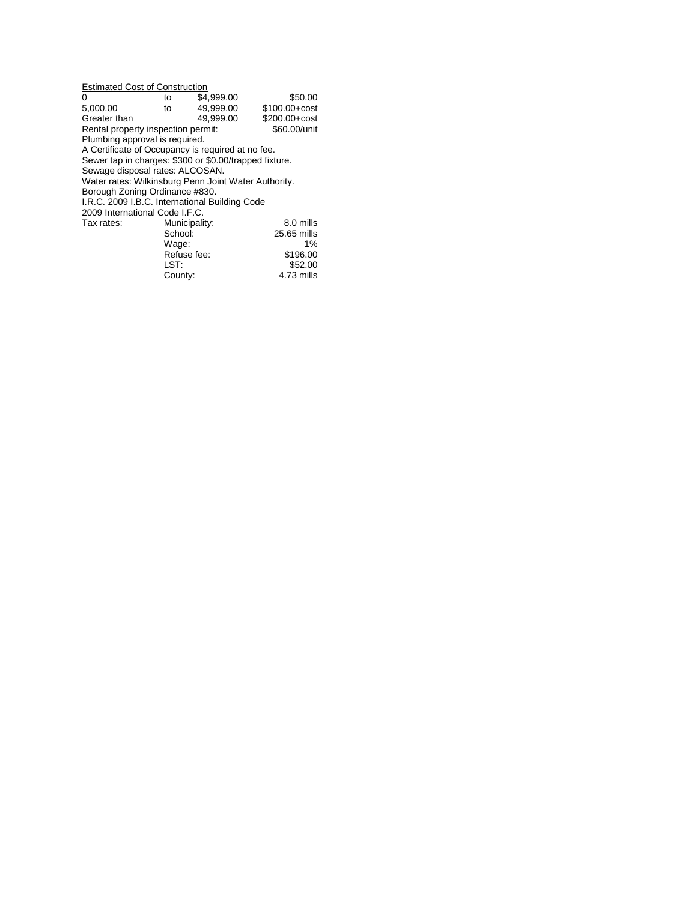<u>Estimated Cost of Construction</u>

| | | | |
|---|---|---|---|
| 0 | to | $4,999.00 | $50.00 |
| 5,000.00 | to | 49,999.00 | $100.00+cost |
| Greater than | | 49,999.00 | $200.00+cost |

Rental property inspection permit: $60.00/unit

Plumbing approval is required.

A Certificate of Occupancy is required at no fee.

Sewer tap in charges: $300 or $0.00/trapped fixture.

Sewage disposal rates: ALCOSAN.

Water rates: Wilkinsburg Penn Joint Water Authority.

Borough Zoning Ordinance #830.

I.R.C. 2009 I.B.C. International Building Code

2009 International Code I.F.C.

| | | |
|---|---|---|
| Tax rates: | Municipality: | 8.0 mills |
| | School: | 25.65 mills |
| | Wage: | 1% |
| | Refuse fee: | $196.00 |
| | LST: | $52.00 |
| | County: | 4.73 mills |